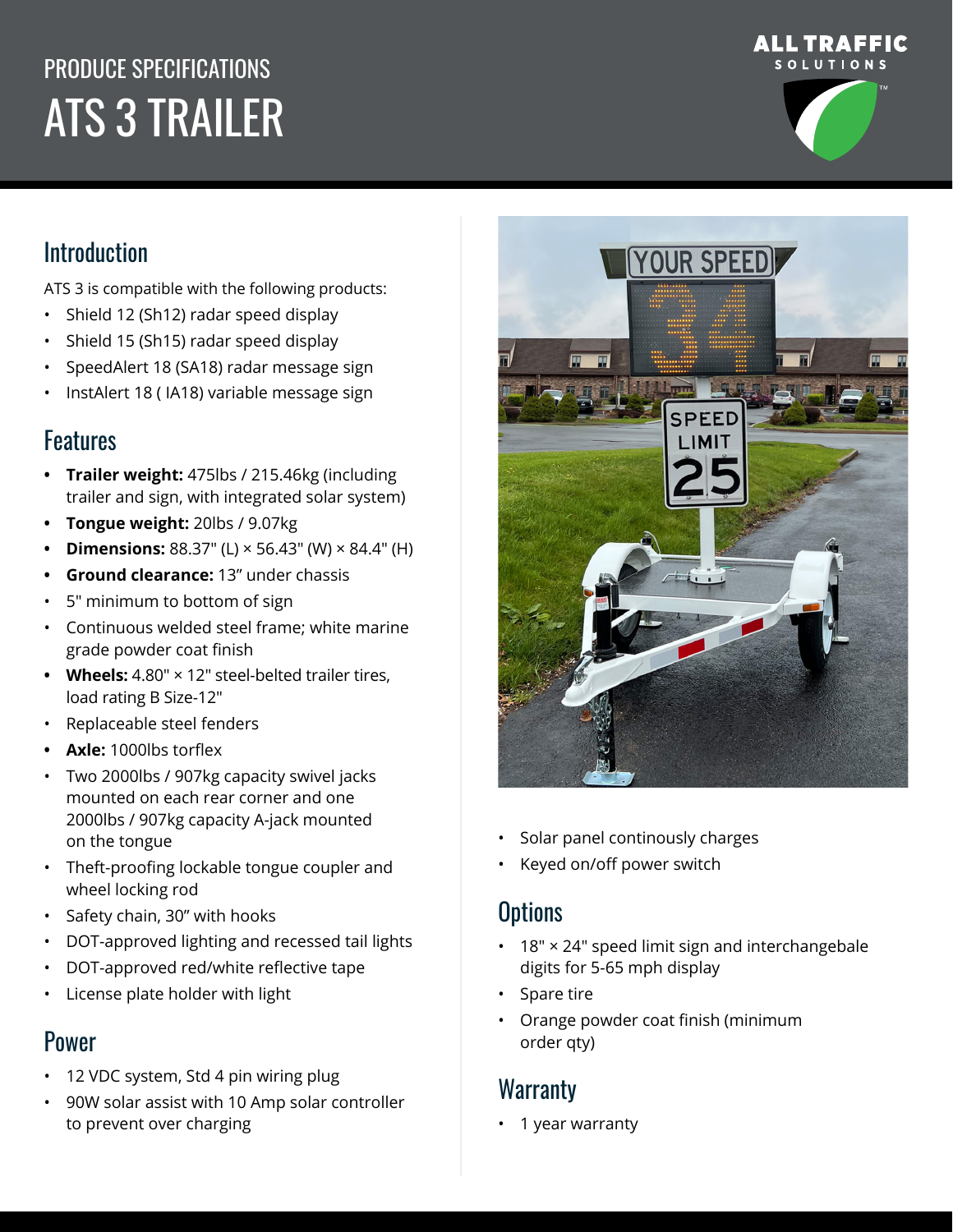PRODUCE SPECIFICATIONS

# ATS 3 TRAILER

ALL TRAFFIC SOLUTIONS

## Introduction

ATS 3 is compatible with the following products:

- Shield 12 (Sh12) radar speed display
- Shield 15 (Sh15) radar speed display
- SpeedAlert 18 (SA18) radar message sign
- InstAlert 18 ( IA18) variable message sign

## Features

- **Trailer weight:** 475lbs / 215.46kg (including trailer and sign, with integrated solar system)
- **Tongue weight:** 20lbs / 9.07kg
- **Dimensions:** 88.37" (L) × 56.43" (W) × 84.4" (H)
- **Ground clearance:** 13" under chassis
- 5" minimum to bottom of sign
- Continuous welded steel frame; white marine grade powder coat finish
- **Wheels:** 4.80" × 12" steel-belted trailer tires, load rating B Size-12"
- Replaceable steel fenders
- **Axle:** 1000lbs torflex
- Two 2000lbs / 907kg capacity swivel jacks mounted on each rear corner and one 2000lbs / 907kg capacity A-jack mounted on the tongue
- Theft-proofing lockable tongue coupler and wheel locking rod
- Safety chain, 30" with hooks
- DOT-approved lighting and recessed tail lights
- DOT-approved red/white reflective tape
- License plate holder with light

## Power

- 12 VDC system, Std 4 pin wiring plug
- 90W solar assist with 10 Amp solar controller to prevent over charging
- Solar panel continously charges
- Keyed on/off power switch

## Options

- 18" × 24" speed limit sign and interchangebale digits for 5-65 mph display
- Spare tire
- Orange powder coat finish (minimum order qty)

## Warranty

- 1 year warranty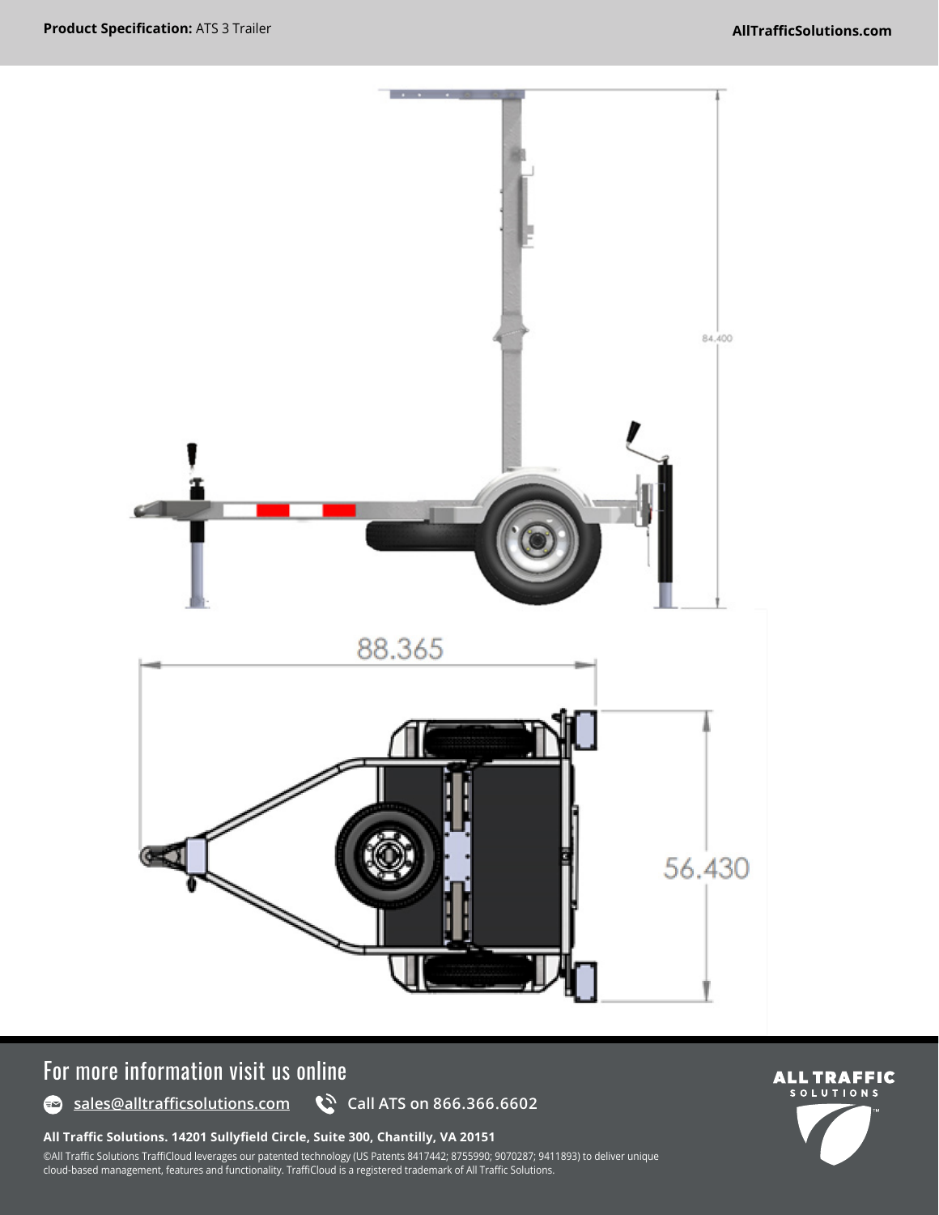84.400

88.365

56.430

## For more information visit us online

sales@alltrafficsolutions.com Call ATS on 866.366.6602

**All Traffic Solutions. 14201 Sullyfield Circle, Suite 300, Chantilly, VA 20151**

©All Traffic Solutions TraffiCloud leverages our patented technology (US Patents 8417442; 8755990; 9070287; 9411893) to deliver unique cloud-based management, features and functionality. TraffiCloud is a registered trademark of All Traffic Solutions.